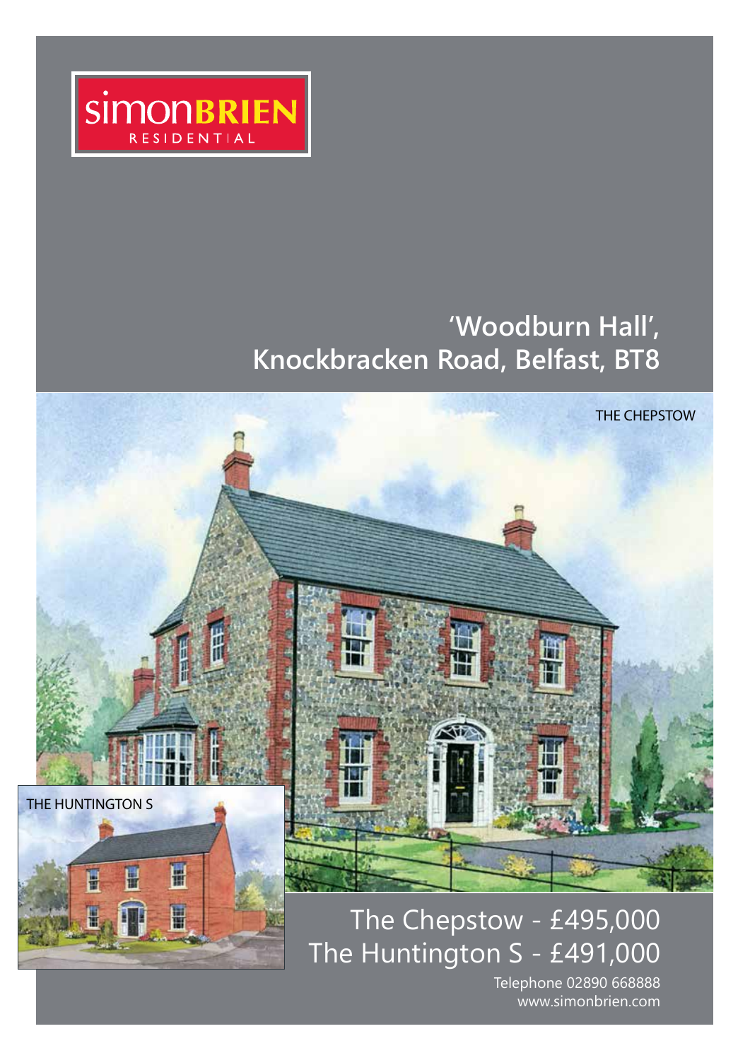simonBRIEN RESIDENTIAL

# 'Woodburn Hall', Knockbracken Road, Belfast, BT8

THE CHEPSTOW

THE HUNTINGTON S

## The Chepstow - £495,000
## The Huntington S - £491,000

Telephone 02890 668888
www.simonbrien.com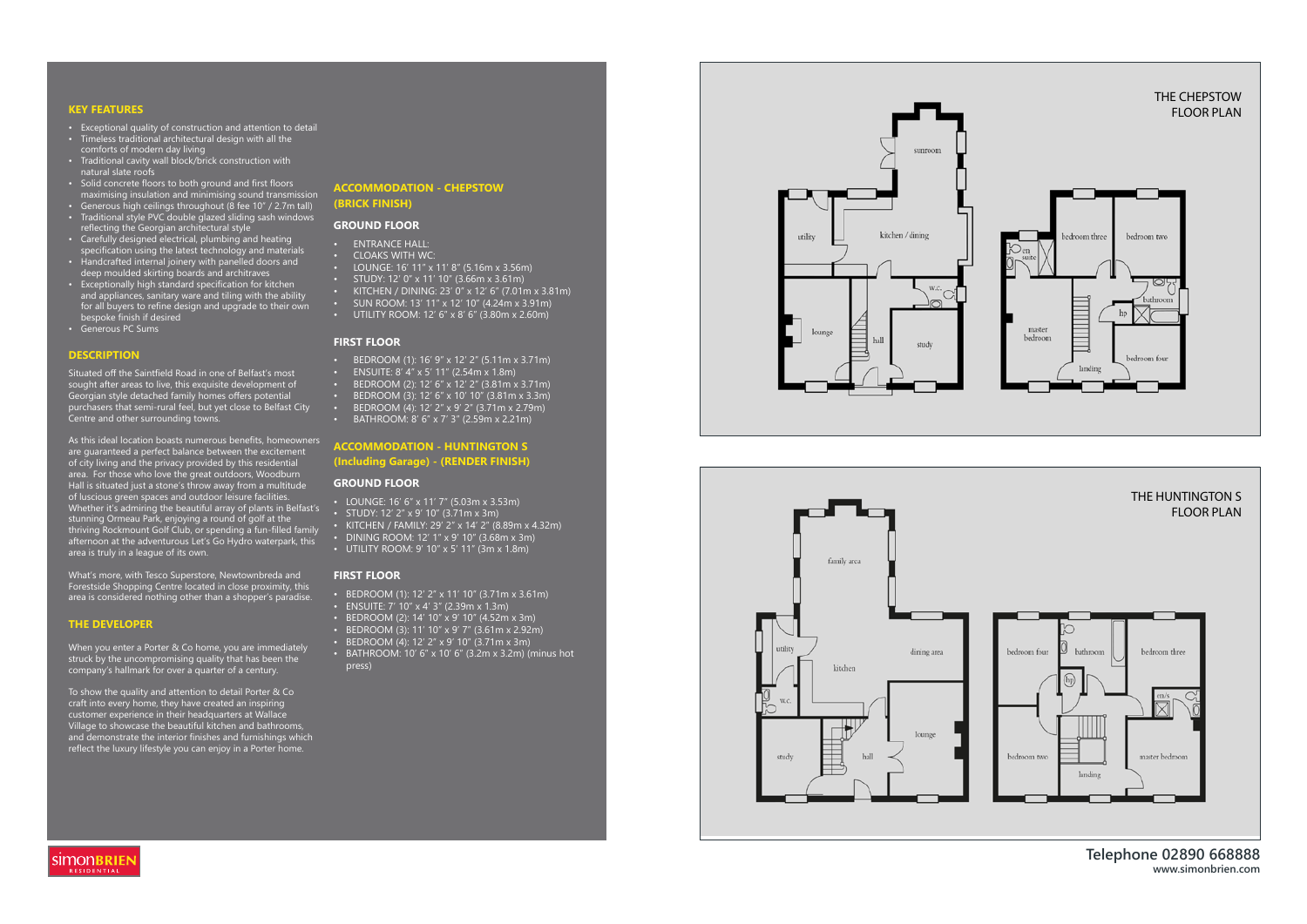## KEY FEATURES

- Exceptional quality of construction and attention to detail
- Timeless traditional architectural design with all the comforts of modern day living
- Traditional cavity wall block/brick construction with natural slate roofs
- Solid concrete floors to both ground and first floors maximising insulation and minimising sound transmission
- Generous high ceilings throughout (8 fee 10" / 2.7m tall)
- Traditional style PVC double glazed sliding sash windows reflecting the Georgian architectural style
- Carefully designed electrical, plumbing and heating specification using the latest technology and materials
- Handcrafted internal joinery with panelled doors and deep moulded skirting boards and architraves
- Exceptionally high standard specification for kitchen and appliances, sanitary ware and tiling with the ability for all buyers to refine design and upgrade to their own bespoke finish if desired
- Generous PC Sums

## DESCRIPTION

Situated off the Saintfield Road in one of Belfast's most sought after areas to live, this exquisite development of Georgian style detached family homes offers potential purchasers that semi-rural feel, but yet close to Belfast City Centre and other surrounding towns.

As this ideal location boasts numerous benefits, homeowners are guaranteed a perfect balance between the excitement of city living and the privacy provided by this residential area. For those who love the great outdoors, Woodburn Hall is situated just a stone's throw away from a multitude of luscious green spaces and outdoor leisure facilities. Whether it's admiring the beautiful array of plants in Belfast's stunning Ormeau Park, enjoying a round of golf at the thriving Rockmount Golf Club, or spending a fun-filled family afternoon at the adventurous Let's Go Hydro waterpark, this area is truly in a league of its own.

What's more, with Tesco Superstore, Newtownbreda and Forestside Shopping Centre located in close proximity, this area is considered nothing other than a shopper's paradise.

## THE DEVELOPER

When you enter a Porter & Co home, you are immediately struck by the uncompromising quality that has been the company's hallmark for over a quarter of a century.

To show the quality and attention to detail Porter & Co craft into every home, they have created an inspiring customer experience in their headquarters at Wallace Village to showcase the beautiful kitchen and bathrooms, and demonstrate the interior finishes and furnishings which reflect the luxury lifestyle you can enjoy in a Porter home.

## ACCOMMODATION - CHEPSTOW (BRICK FINISH)

### GROUND FLOOR

- ENTRANCE HALL:
- CLOAKS WITH WC:
- LOUNGE: 16' 11" x 11' 8" (5.16m x 3.56m)
- STUDY: 12' 0" x 11' 10" (3.66m x 3.61m)
- KITCHEN / DINING: 23' 0" x 12' 6" (7.01m x 3.81m)
- SUN ROOM: 13' 11" x 12' 10" (4.24m x 3.91m)
- UTILITY ROOM: 12' 6" x 8' 6" (3.80m x 2.60m)

### FIRST FLOOR

- BEDROOM (1): 16' 9" x 12' 2" (5.11m x 3.71m)
- ENSUITE: 8' 4" x 5' 11" (2.54m x 1.8m)
- BEDROOM (2): 12' 6" x 12' 2" (3.81m x 3.71m)
- BEDROOM (3): 12' 6" x 10' 10" (3.81m x 3.3m)
- BEDROOM (4): 12' 2" x 9' 2" (3.71m x 2.79m)
- BATHROOM: 8' 6" x 7' 3" (2.59m x 2.21m)

## ACCOMMODATION - HUNTINGTON S (Including Garage) - (RENDER FINISH)

### GROUND FLOOR

- LOUNGE: 16' 6" x 11' 7" (5.03m x 3.53m)
- STUDY: 12' 2" x 9' 10" (3.71m x 3m)
- KITCHEN / FAMILY: 29' 2" x 14' 2" (8.89m x 4.32m)
- DINING ROOM: 12' 1" x 9' 10" (3.68m x 3m)
- UTILITY ROOM: 9' 10" x 5' 11" (3m x 1.8m)

### FIRST FLOOR

- BEDROOM (1): 12' 2" x 11' 10" (3.71m x 3.61m)
- ENSUITE: 7' 10" x 4' 3" (2.39m x 1.3m)
- BEDROOM (2): 14' 10" x 9' 10" (4.52m x 3m)
- BEDROOM (3): 11' 10" x 9' 7" (3.61m x 2.92m)
- BEDROOM (4): 12' 2" x 9' 10" (3.71m x 3m)
- BATHROOM: 10' 6" x 10' 6" (3.2m x 3.2m) (minus hot press)

## THE CHEPSTOW FLOOR PLAN

sunroom, utility, kitchen / dining, w.c., lounge, hall, study

bedroom three, bedroom two, en suite, bathroom, hp, master bedroom, bedroom four, landing

## THE HUNTINGTON S FLOOR PLAN

family area, utility, dining area, kitchen, w.c., lounge, study, hall

bedroom four, bathroom, bedroom three, hp, en/s, bedroom two, master bedroom, landing

simonBRIEN RESIDENTIAL

Telephone 02890 668888
www.simonbrien.com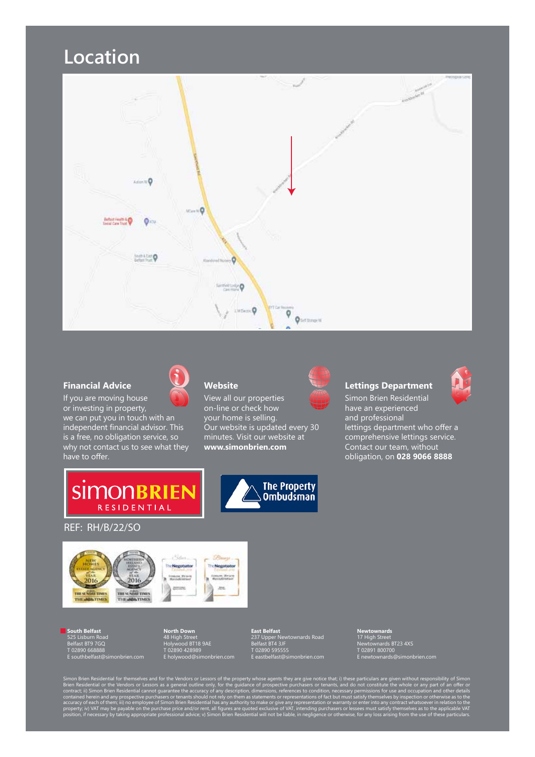# Location

### Financial Advice

If you are moving house or investing in property, we can put you in touch with an independent financial advisor. This is a free, no obligation service, so why not contact us to see what they have to offer.

### Website

View all our properties on-line or check how your home is selling. Our website is updated every 30 minutes. Visit our website at **www.simonbrien.com**

### Lettings Department

Simon Brien Residential have an experienced and professional lettings department who offer a comprehensive lettings service. Contact our team, without obligation, on **028 9066 8888**

simonBRIEN RESIDENTIAL

The Property Ombudsman

REF: RH/B/22/SO

**South Belfast**
525 Lisburn Road
Belfast BT9 7GQ
T 02890 668888
E southbelfast@simonbrien.com

**North Down**
48 High Street
Holywood BT18 9AE
T 02890 428989
E holywood@simonbrien.com

**East Belfast**
237 Upper Newtownards Road
Belfast BT4 3JF
T 02890 595555
E eastbelfast@simonbrien.com

**Newtownards**
17 High Street
Newtownards BT23 4XS
T 02891 800700
E newtownards@simonbrien.com

Simon Brien Residential for themselves and for the Vendors or Lessors of the property whose agents they are give notice that; i) these particulars are given without responsibility of Simon Brien Residential or the Vendors or Lessors as a general outline only, for the guidance of prospective purchasers or tenants, and do not constitute the whole or any part of an offer or contract; ii) Simon Brien Residential cannot guarantee the accuracy of any description, dimensions, references to condition, necessary permissions for use and occupation and other details contained herein and any prospective purchasers or tenants should not rely on them as statements or representations of fact but must satisfy themselves by inspection or otherwise as to the accuracy of each of them; iii) no employee of Simon Brien Residential has any authority to make or give any representation or warranty or enter into any contract whatsoever in relation to the property; iv) VAT may be payable on the purchase price and/or rent, all figures are quoted exclusive of VAT, intending purchasers or lessees must satisfy themselves as to the applicable VAT position, if necessary by taking appropriate professional advice; v) Simon Brien Residential will not be liable, in negligence or otherwise, for any loss arising from the use of these particulars.